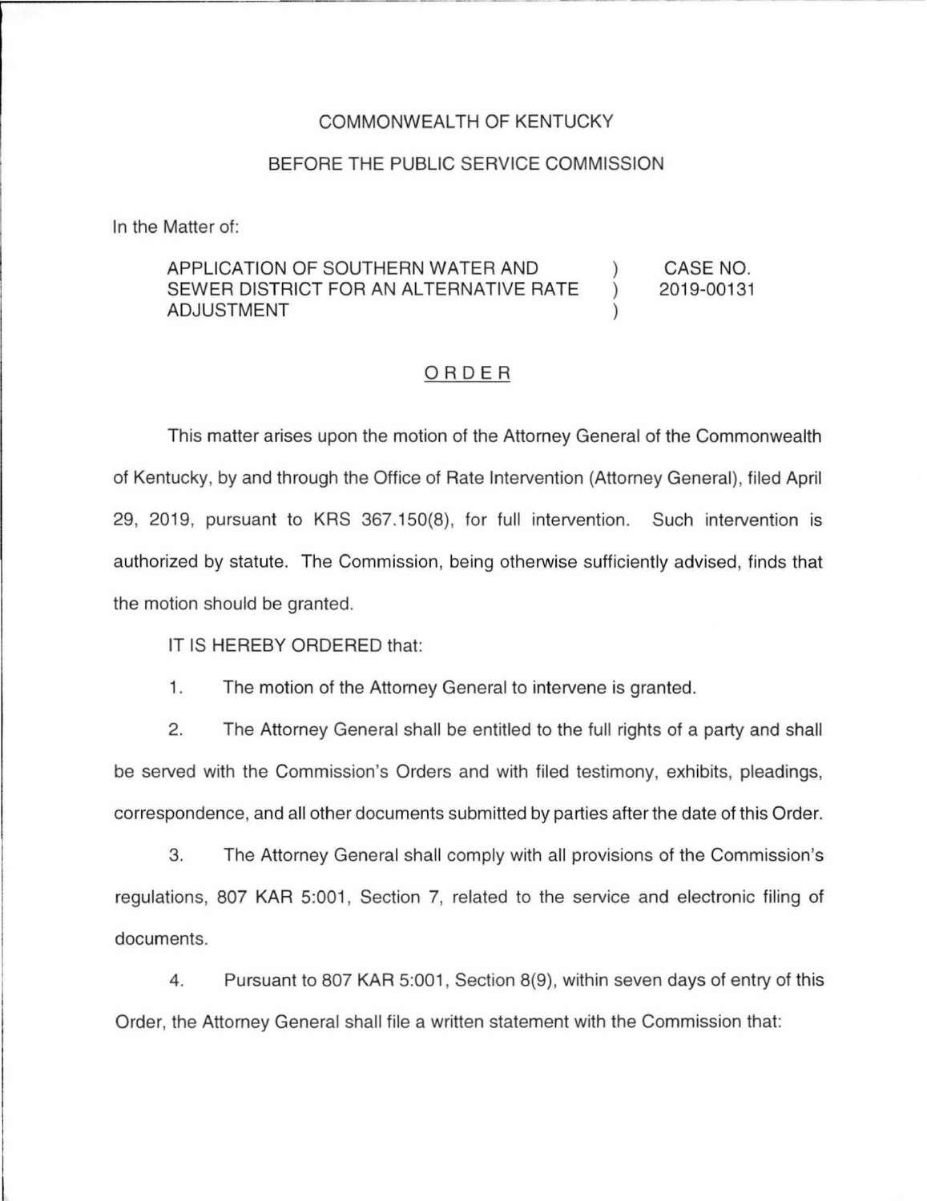COMMONWEALTH OF KENTUCKY

BEFORE THE PUBLIC SERVICE COMMISSION

In the Matter of:

| | | |
|---|---|---|
| APPLICATION OF SOUTHERN WATER AND SEWER DISTRICT FOR AN ALTERNATIVE RATE ADJUSTMENT | ) ) ) | CASE NO. 2019-00131 |

## ORDER

This matter arises upon the motion of the Attorney General of the Commonwealth of Kentucky, by and through the Office of Rate Intervention (Attorney General), filed April 29, 2019, pursuant to KRS 367.150(8), for full intervention. Such intervention is authorized by statute. The Commission, being otherwise sufficiently advised, finds that the motion should be granted.

IT IS HEREBY ORDERED that:

1. The motion of the Attorney General to intervene is granted.

2. The Attorney General shall be entitled to the full rights of a party and shall be served with the Commission's Orders and with filed testimony, exhibits, pleadings, correspondence, and all other documents submitted by parties after the date of this Order.

3. The Attorney General shall comply with all provisions of the Commission's regulations, 807 KAR 5:001, Section 7, related to the service and electronic filing of documents.

4. Pursuant to 807 KAR 5:001, Section 8(9), within seven days of entry of this Order, the Attorney General shall file a written statement with the Commission that: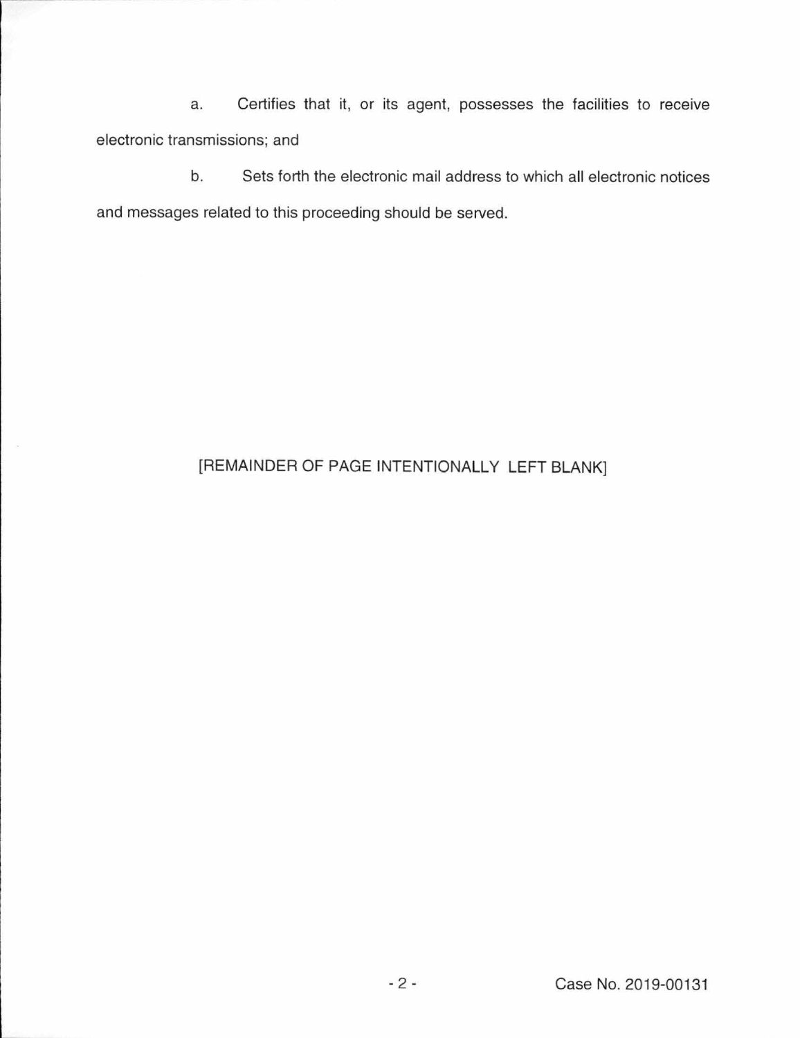a. Certifies that it, or its agent, possesses the facilities to receive electronic transmissions; and

b. Sets forth the electronic mail address to which all electronic notices and messages related to this proceeding should be served.

[REMAINDER OF PAGE INTENTIONALLY LEFT BLANK]

Case No. 2019-00131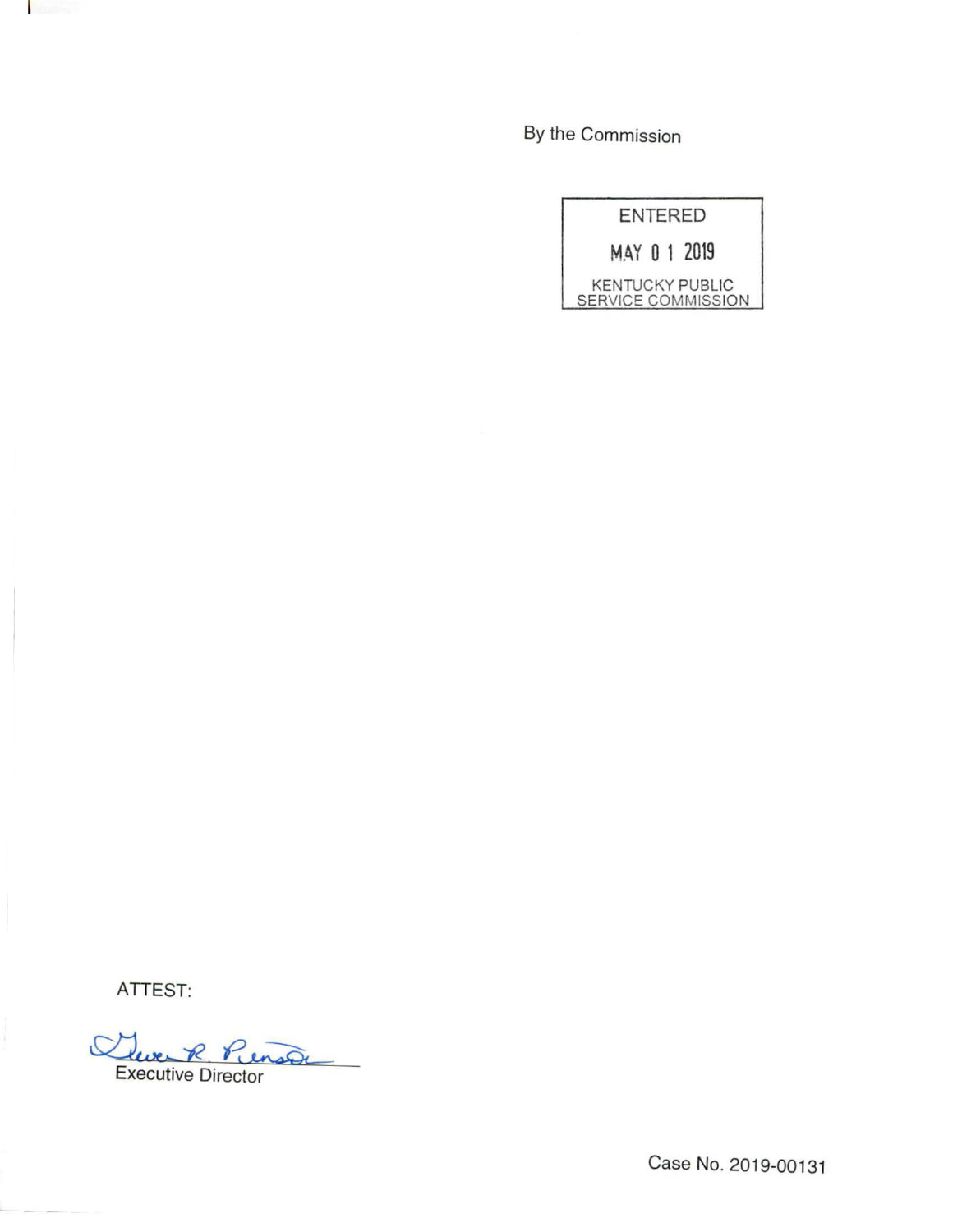By the Commission

ENTERED

MAY 0 1 2019

KENTUCKY PUBLIC SERVICE COMMISSION

ATTEST:

Executive Director

Case No. 2019-00131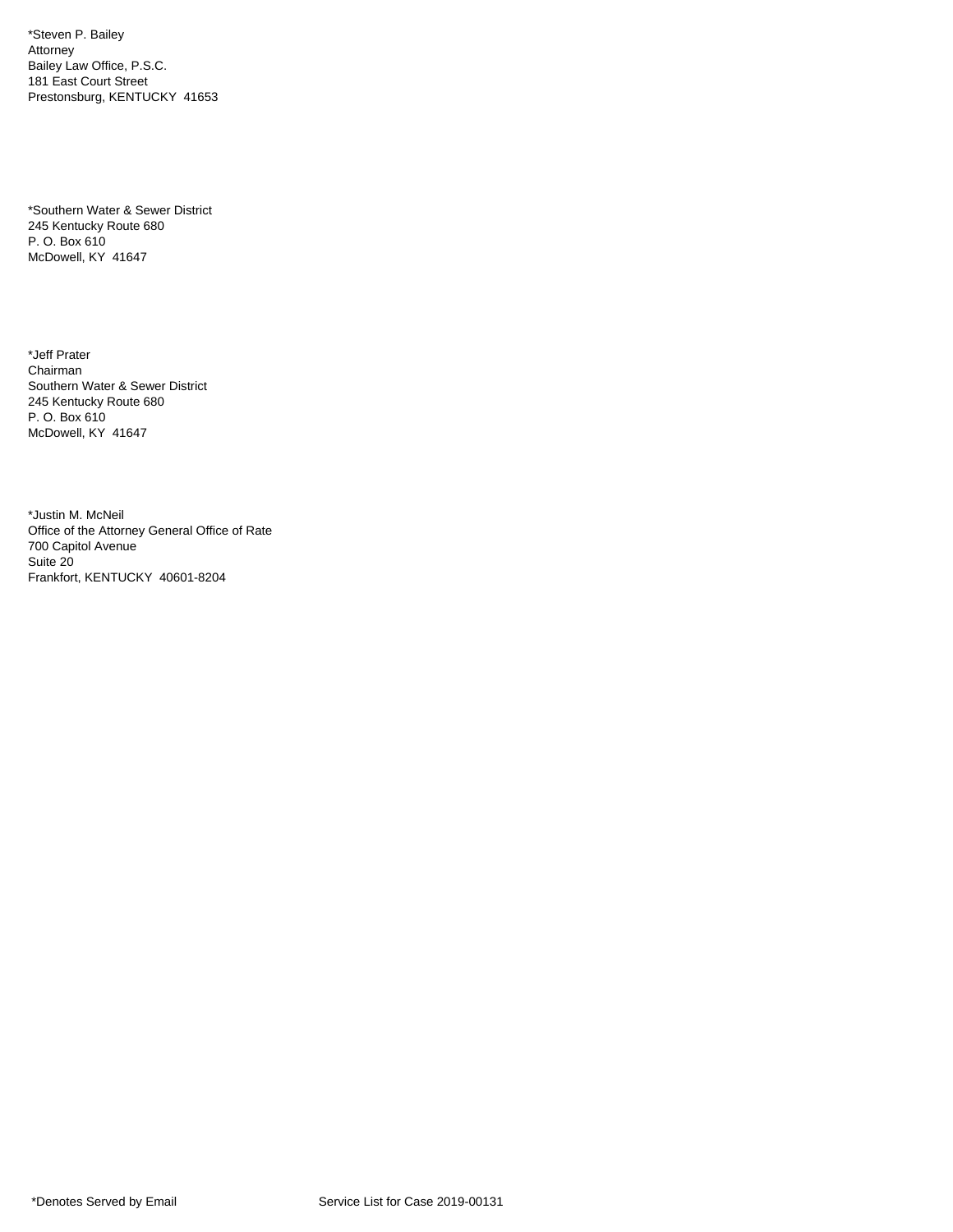*Steven P. Bailey
Attorney
Bailey Law Office, P.S.C.
181 East Court Street
Prestonsburg, KENTUCKY  41653

*Southern Water & Sewer District
245 Kentucky Route 680
P. O. Box 610
McDowell, KY  41647

*Jeff Prater
Chairman
Southern Water & Sewer District
245 Kentucky Route 680
P. O. Box 610
McDowell, KY  41647

*Justin M. McNeil
Office of the Attorney General Office of Rate
700 Capitol Avenue
Suite 20
Frankfort, KENTUCKY  40601-8204

*Denotes Served by Email

Service List for Case 2019-00131